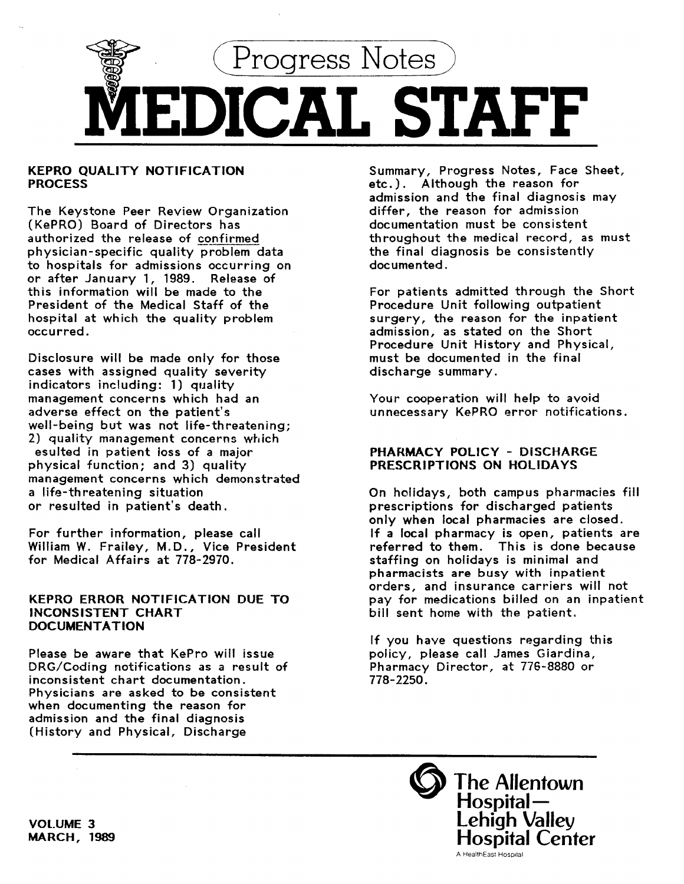# Progress Notes

# MEDICAL STAFF

## KEPRO QUALITY NOTIFICATION PROCESS

The Keystone Peer Review Organization (KePRO) Board of Directors has authorized the release of confirmed physician-specific quality problem data to hospitals for admissions occurring on or after January 1, 1989. Release of this information will be made to the President of the Medical Staff of the hospital at which the quality problem occurred.

Disclosure will be made only for those cases with assigned quality severity indicators including: 1) quality management concerns which had an adverse effect on the patient's well-being but was not life-threatening; 2) quality management concerns which esulted in patient loss of a major physical function; and 3) quality management concerns which demonstrated a life-threatening situation or resulted in patient's death.

For further information, please call William W. Frailey, M.D., Vice President for Medical Affairs at 778-2970.

## KEPRO ERROR NOTIFICATION DUE TO INCONSISTENT CHART DOCUMENTATION

Please be aware that KePro will issue DRG/Coding notifications as a result of inconsistent chart documentation. Physicians are asked to be consistent when documenting the reason for admission and the final diagnosis (History and Physical, Discharge Summary, Progress Notes, Face Sheet, etc.). Although the reason for admission and the final diagnosis may differ, the reason for admission documentation must be consistent throughout the medical record, as must the final diagnosis be consistently documented.

For patients admitted through the Short Procedure Unit following outpatient surgery, the reason for the inpatient admission, as stated on the Short Procedure Unit History and Physical, must be documented in the final discharge summary.

Your cooperation will help to avoid unnecessary KePRO error notifications.

## PHARMACY POLICY - DISCHARGE PRESCRIPTIONS ON HOLIDAYS

On holidays, both campus pharmacies fill prescriptions for discharged patients only when local pharmacies are closed. If a local pharmacy is open, patients are referred to them. This is done because staffing on holidays is minimal and pharmacists are busy with inpatient orders, and insurance carriers will not pay for medications billed on an inpatient bill sent home with the patient.

If you have questions regarding this policy, please call James Giardina, Pharmacy Director, at 776-8880 or 778-2250.

VOLUME 3
MARCH, 1989

**The Allentown Hospital— Lehigh Valley Hospital Center**
A HealthEast Hospital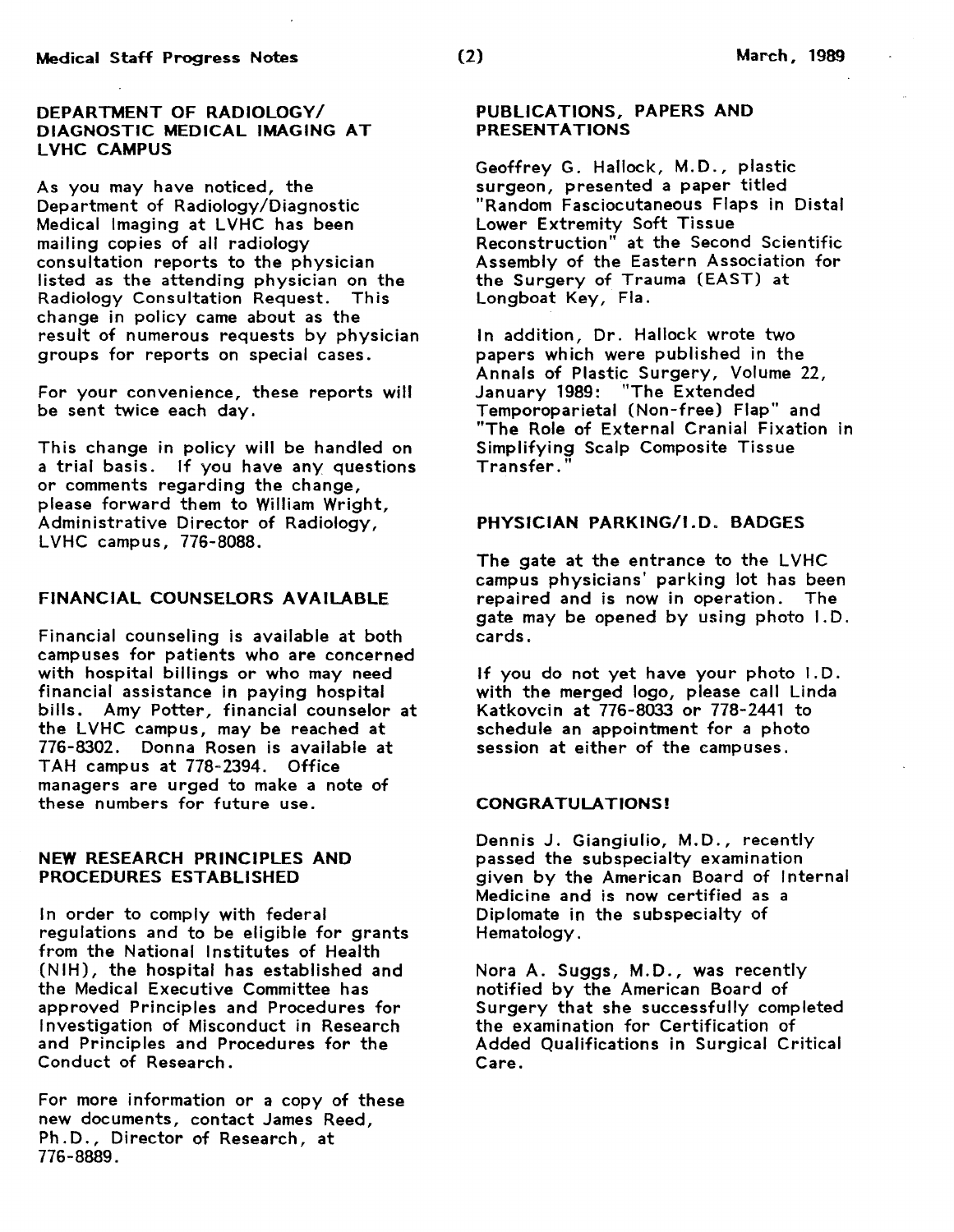## DEPARTMENT OF RADIOLOGY/ DIAGNOSTIC MEDICAL IMAGING AT LVHC CAMPUS

As you may have noticed, the Department of Radiology/Diagnostic Medical Imaging at LVHC has been mailing copies of all radiology consultation reports to the physician listed as the attending physician on the Radiology Consultation Request. This change in policy came about as the result of numerous requests by physician groups for reports on special cases.

For your convenience, these reports will be sent twice each day.

This change in policy will be handled on a trial basis. If you have any questions or comments regarding the change, please forward them to William Wright, Administrative Director of Radiology, LVHC campus, 776-8088.

## FINANCIAL COUNSELORS AVAILABLE

Financial counseling is available at both campuses for patients who are concerned with hospital billings or who may need financial assistance in paying hospital bills. Amy Potter, financial counselor at the LVHC campus, may be reached at 776-8302. Donna Rosen is available at TAH campus at 778-2394. Office managers are urged to make a note of these numbers for future use.

## NEW RESEARCH PRINCIPLES AND PROCEDURES ESTABLISHED

In order to comply with federal regulations and to be eligible for grants from the National Institutes of Health (NIH), the hospital has established and the Medical Executive Committee has approved Principles and Procedures for Investigation of Misconduct in Research and Principles and Procedures for the Conduct of Research.

For more information or a copy of these new documents, contact James Reed, Ph.D., Director of Research, at 776-8889.

## PUBLICATIONS, PAPERS AND PRESENTATIONS

Geoffrey G. Hallock, M.D., plastic surgeon, presented a paper titled "Random Fasciocutaneous Flaps in Distal Lower Extremity Soft Tissue Reconstruction" at the Second Scientific Assembly of the Eastern Association for the Surgery of Trauma (EAST) at Longboat Key, Fla.

In addition, Dr. Hallock wrote two papers which were published in the Annals of Plastic Surgery, Volume 22, January 1989: "The Extended Temporoparietal (Non-free) Flap" and "The Role of External Cranial Fixation in Simplifying Scalp Composite Tissue Transfer."

## PHYSICIAN PARKING/I.D. BADGES

The gate at the entrance to the LVHC campus physicians' parking lot has been repaired and is now in operation. The gate may be opened by using photo I.D. cards.

If you do not yet have your photo I.D. with the merged logo, please call Linda Katkovcin at 776-8033 or 778-2441 to schedule an appointment for a photo session at either of the campuses.

## CONGRATULATIONS!

Dennis J. Giangiulio, M.D., recently passed the subspecialty examination given by the American Board of Internal Medicine and is now certified as a Diplomate in the subspecialty of Hematology.

Nora A. Suggs, M.D., was recently notified by the American Board of Surgery that she successfully completed the examination for Certification of Added Qualifications in Surgical Critical Care.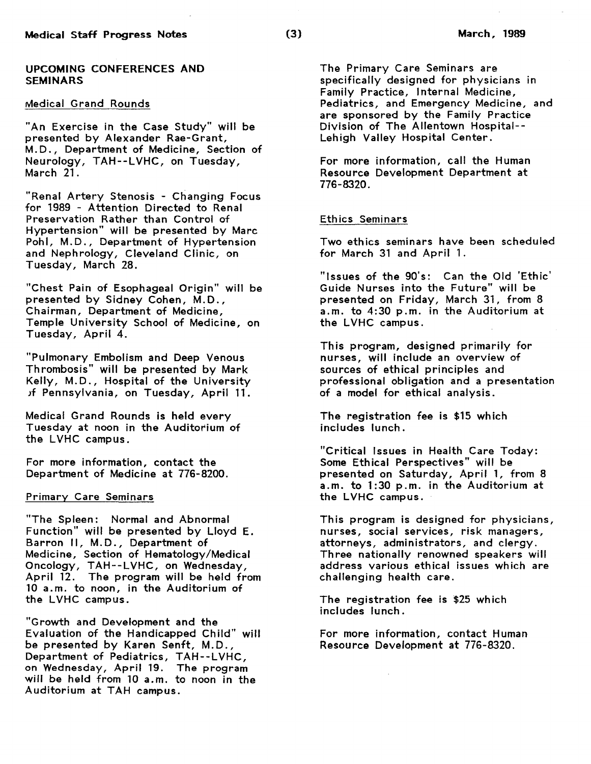## UPCOMING CONFERENCES AND SEMINARS

### Medical Grand Rounds

"An Exercise in the Case Study" will be presented by Alexander Rae-Grant, M.D., Department of Medicine, Section of Neurology, TAH--LVHC, on Tuesday, March 21.

"Renal Artery Stenosis - Changing Focus for 1989 - Attention Directed to Renal Preservation Rather than Control of Hypertension" will be presented by Marc Pohl, M.D., Department of Hypertension and Nephrology, Cleveland Clinic, on Tuesday, March 28.

"Chest Pain of Esophageal Origin" will be presented by Sidney Cohen, M.D., Chairman, Department of Medicine, Temple University School of Medicine, on Tuesday, April 4.

"Pulmonary Embolism and Deep Venous Thrombosis" will be presented by Mark Kelly, M.D., Hospital of the University of Pennsylvania, on Tuesday, April 11.

Medical Grand Rounds is held every Tuesday at noon in the Auditorium of the LVHC campus.

For more information, contact the Department of Medicine at 776-8200.

### Primary Care Seminars

"The Spleen: Normal and Abnormal Function" will be presented by Lloyd E. Barron II, M.D., Department of Medicine, Section of Hematology/Medical Oncology, TAH--LVHC, on Wednesday, April 12. The program will be held from 10 a.m. to noon, in the Auditorium of the LVHC campus.

"Growth and Development and the Evaluation of the Handicapped Child" will be presented by Karen Senft, M.D., Department of Pediatrics, TAH--LVHC, on Wednesday, April 19. The program will be held from 10 a.m. to noon in the Auditorium at TAH campus.

The Primary Care Seminars are specifically designed for physicians in Family Practice, Internal Medicine, Pediatrics, and Emergency Medicine, and are sponsored by the Family Practice Division of The Allentown Hospital--Lehigh Valley Hospital Center.

For more information, call the Human Resource Development Department at 776-8320.

### Ethics Seminars

Two ethics seminars have been scheduled for March 31 and April 1.

"Issues of the 90's: Can the Old 'Ethic' Guide Nurses into the Future" will be presented on Friday, March 31, from 8 a.m. to 4:30 p.m. in the Auditorium at the LVHC campus.

This program, designed primarily for nurses, will include an overview of sources of ethical principles and professional obligation and a presentation of a model for ethical analysis.

The registration fee is $15 which includes lunch.

"Critical Issues in Health Care Today: Some Ethical Perspectives" will be presented on Saturday, April 1, from 8 a.m. to 1:30 p.m. in the Auditorium at the LVHC campus.

This program is designed for physicians, nurses, social services, risk managers, attorneys, administrators, and clergy. Three nationally renowned speakers will address various ethical issues which are challenging health care.

The registration fee is $25 which includes lunch.

For more information, contact Human Resource Development at 776-8320.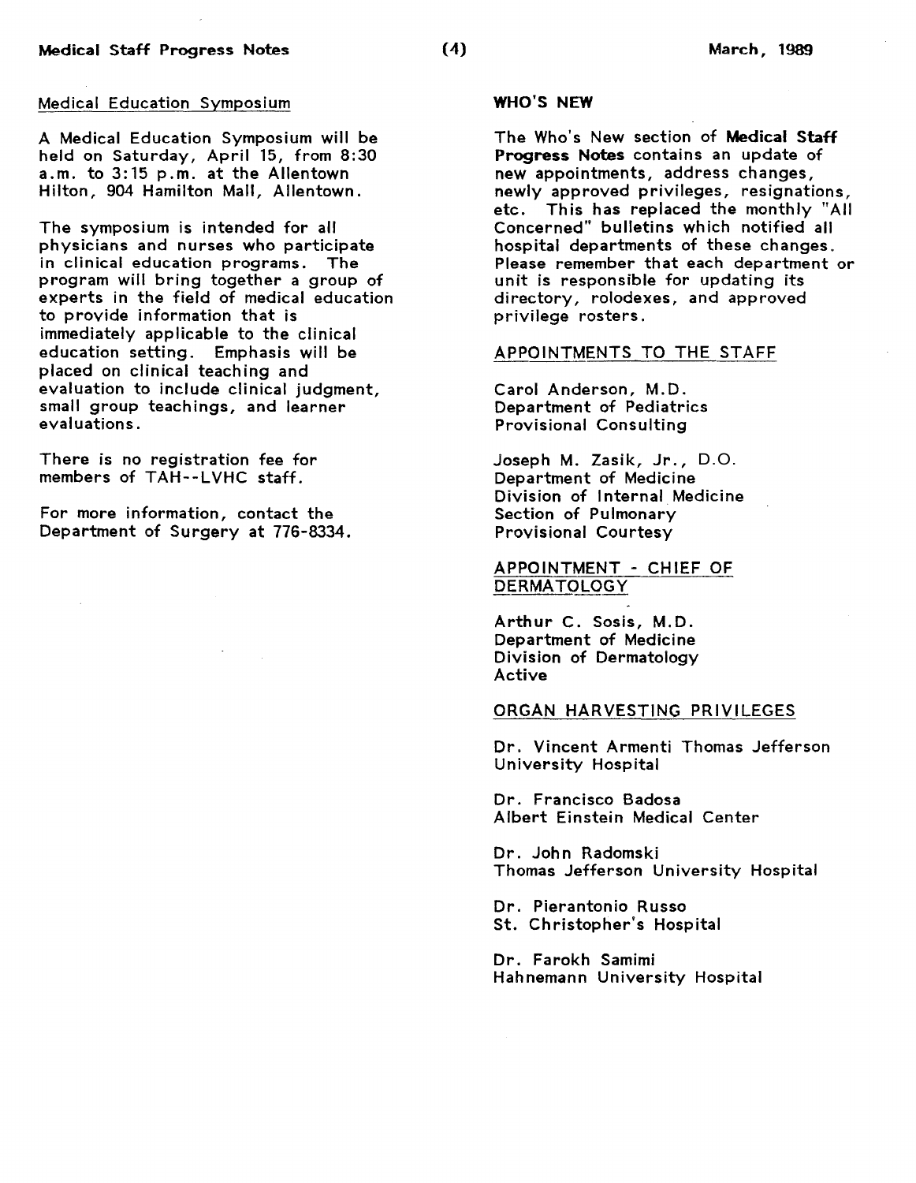## Medical Education Symposium

A Medical Education Symposium will be held on Saturday, April 15, from 8:30 a.m. to 3:15 p.m. at the Allentown Hilton, 904 Hamilton Mall, Allentown.

The symposium is intended for all physicians and nurses who participate in clinical education programs. The program will bring together a group of experts in the field of medical education to provide information that is immediately applicable to the clinical education setting. Emphasis will be placed on clinical teaching and evaluation to include clinical judgment, small group teachings, and learner evaluations.

There is no registration fee for members of TAH--LVHC staff.

For more information, contact the Department of Surgery at 776-8334.

## WHO'S NEW

The Who's New section of **Medical Staff Progress Notes** contains an update of new appointments, address changes, newly approved privileges, resignations, etc. This has replaced the monthly "All Concerned" bulletins which notified all hospital departments of these changes. Please remember that each department or unit is responsible for updating its directory, rolodexes, and approved privilege rosters.

### APPOINTMENTS TO THE STAFF

Carol Anderson, M.D.
Department of Pediatrics
Provisional Consulting

Joseph M. Zasik, Jr., D.O.
Department of Medicine
Division of Internal Medicine
Section of Pulmonary
Provisional Courtesy

### APPOINTMENT - CHIEF OF DERMATOLOGY

Arthur C. Sosis, M.D.
Department of Medicine
Division of Dermatology
Active

### ORGAN HARVESTING PRIVILEGES

Dr. Vincent Armenti Thomas Jefferson University Hospital

Dr. Francisco Badosa
Albert Einstein Medical Center

Dr. John Radomski
Thomas Jefferson University Hospital

Dr. Pierantonio Russo
St. Christopher's Hospital

Dr. Farokh Samimi
Hahnemann University Hospital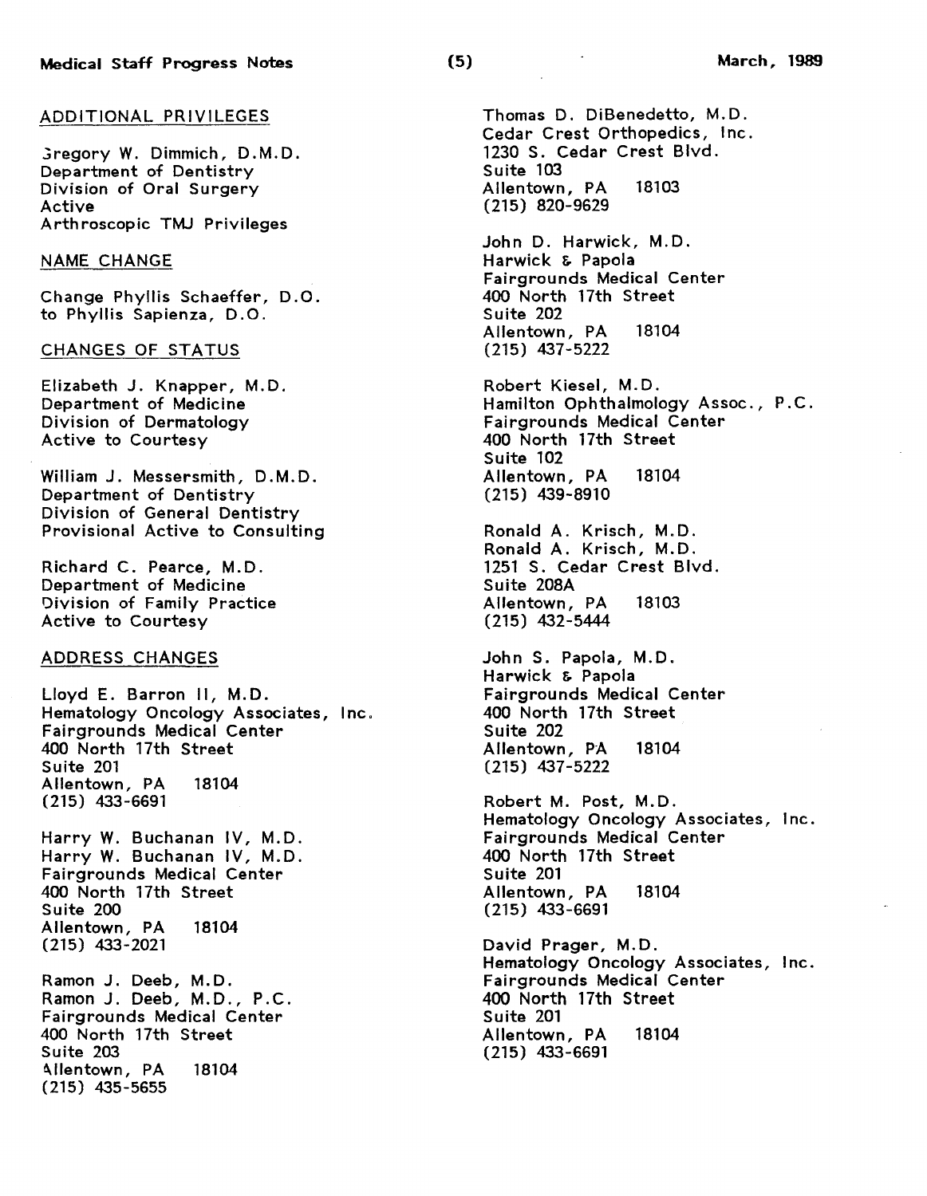## ADDITIONAL PRIVILEGES

Gregory W. Dimmich, D.M.D.
Department of Dentistry
Division of Oral Surgery
Active
Arthroscopic TMJ Privileges

## NAME CHANGE

Change Phyllis Schaeffer, D.O.
to Phyllis Sapienza, D.O.

## CHANGES OF STATUS

Elizabeth J. Knapper, M.D.
Department of Medicine
Division of Dermatology
Active to Courtesy

William J. Messersmith, D.M.D.
Department of Dentistry
Division of General Dentistry
Provisional Active to Consulting

Richard C. Pearce, M.D.
Department of Medicine
Division of Family Practice
Active to Courtesy

## ADDRESS CHANGES

Lloyd E. Barron II, M.D.
Hematology Oncology Associates, Inc.
Fairgrounds Medical Center
400 North 17th Street
Suite 201
Allentown, PA 18104
(215) 433-6691

Harry W. Buchanan IV, M.D.
Harry W. Buchanan IV, M.D.
Fairgrounds Medical Center
400 North 17th Street
Suite 200
Allentown, PA 18104
(215) 433-2021

Ramon J. Deeb, M.D.
Ramon J. Deeb, M.D., P.C.
Fairgrounds Medical Center
400 North 17th Street
Suite 203
Allentown, PA 18104
(215) 435-5655

Thomas D. DiBenedetto, M.D.
Cedar Crest Orthopedics, Inc.
1230 S. Cedar Crest Blvd.
Suite 103
Allentown, PA 18103
(215) 820-9629

John D. Harwick, M.D.
Harwick & Papola
Fairgrounds Medical Center
400 North 17th Street
Suite 202
Allentown, PA 18104
(215) 437-5222

Robert Kiesel, M.D.
Hamilton Ophthalmology Assoc., P.C.
Fairgrounds Medical Center
400 North 17th Street
Suite 102
Allentown, PA 18104
(215) 439-8910

Ronald A. Krisch, M.D.
Ronald A. Krisch, M.D.
1251 S. Cedar Crest Blvd.
Suite 208A
Allentown, PA 18103
(215) 432-5444

John S. Papola, M.D.
Harwick & Papola
Fairgrounds Medical Center
400 North 17th Street
Suite 202
Allentown, PA 18104
(215) 437-5222

Robert M. Post, M.D.
Hematology Oncology Associates, Inc.
Fairgrounds Medical Center
400 North 17th Street
Suite 201
Allentown, PA 18104
(215) 433-6691

David Prager, M.D.
Hematology Oncology Associates, Inc.
Fairgrounds Medical Center
400 North 17th Street
Suite 201
Allentown, PA 18104
(215) 433-6691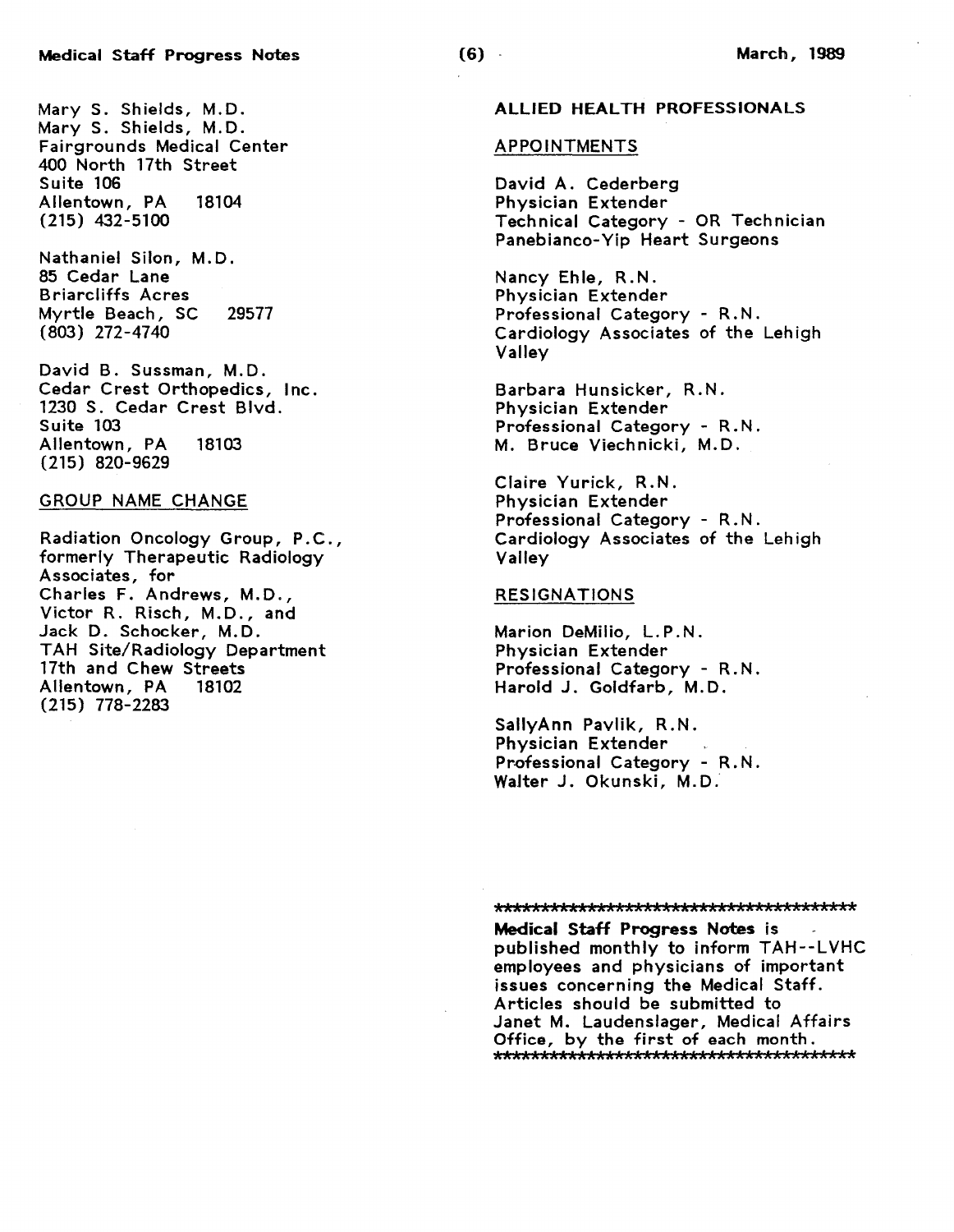Mary S. Shields, M.D.
Mary S. Shields, M.D.
Fairgrounds Medical Center
400 North 17th Street
Suite 106
Allentown, PA 18104
(215) 432-5100

Nathaniel Silon, M.D.
85 Cedar Lane
Briarcliffs Acres
Myrtle Beach, SC 29577
(803) 272-4740

David B. Sussman, M.D.
Cedar Crest Orthopedics, Inc.
1230 S. Cedar Crest Blvd.
Suite 103
Allentown, PA 18103
(215) 820-9629

## GROUP NAME CHANGE

Radiation Oncology Group, P.C., formerly Therapeutic Radiology Associates, for
Charles F. Andrews, M.D.,
Victor R. Risch, M.D., and
Jack D. Schocker, M.D.
TAH Site/Radiology Department
17th and Chew Streets
Allentown, PA 18102
(215) 778-2283

# ALLIED HEALTH PROFESSIONALS

## APPOINTMENTS

David A. Cederberg
Physician Extender
Technical Category - OR Technician
Panebianco-Yip Heart Surgeons

Nancy Ehle, R.N.
Physician Extender
Professional Category - R.N.
Cardiology Associates of the Lehigh Valley

Barbara Hunsicker, R.N.
Physician Extender
Professional Category - R.N.
M. Bruce Viechnicki, M.D.

Claire Yurick, R.N.
Physician Extender
Professional Category - R.N.
Cardiology Associates of the Lehigh Valley

## RESIGNATIONS

Marion DeMilio, L.P.N.
Physician Extender
Professional Category - R.N.
Harold J. Goldfarb, M.D.

SallyAnn Pavlik, R.N.
Physician Extender
Professional Category - R.N.
Walter J. Okunski, M.D.

***************************************

**Medical Staff Progress Notes** is published monthly to inform TAH--LVHC employees and physicians of important issues concerning the Medical Staff. Articles should be submitted to Janet M. Laudenslager, Medical Affairs Office, by the first of each month.

***************************************